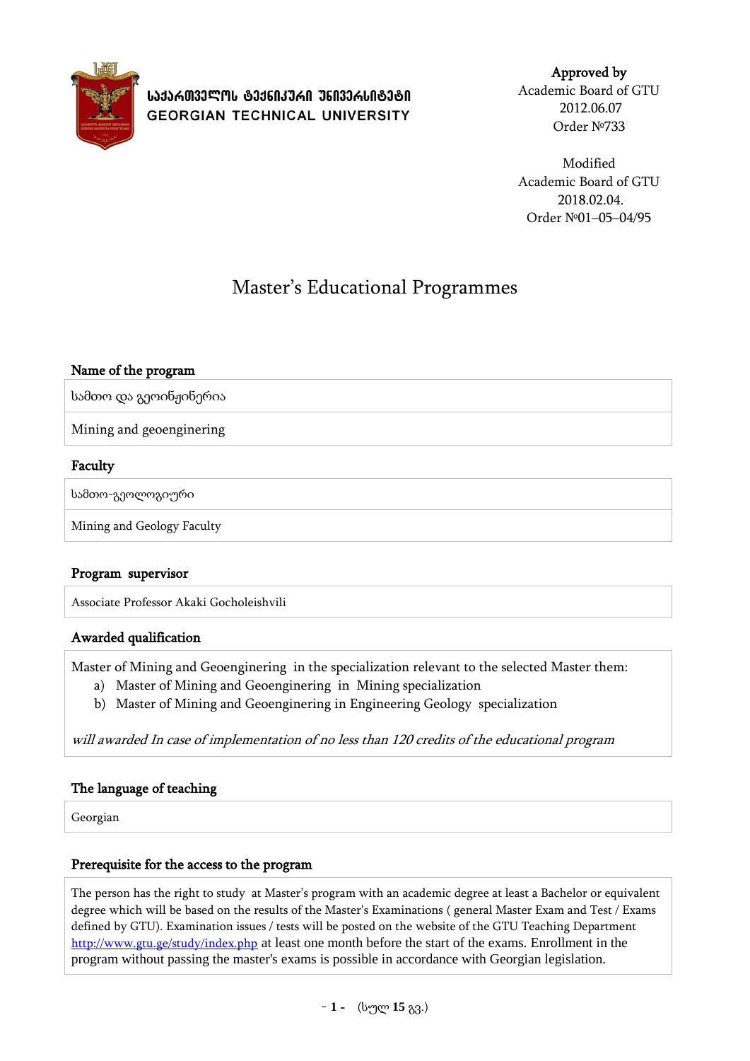**საქართველოს ტექნიკური უნივერსიტეტი**
**GEORGIAN TECHNICAL UNIVERSITY**

**Approved by**
Academic Board of GTU
2012.06.07
Order №733

Modified
Academic Board of GTU
2018.02.04.
Order №01–05–04/95

# Master's Educational Programmes

### Name of the program

| სამთო და გეოინჟინერია |
|---|
| Mining and geoenginering |

### Faculty

| სამთო-გეოლოგიური |
|---|
| Mining and Geology Faculty |

### Program supervisor

| Associate Professor Akaki Gocholeishvili |
|---|

### Awarded qualification

Master of Mining and Geoenginering in the specialization relevant to the selected Master them:

a) Master of Mining and Geoenginering in Mining specialization
b) Master of Mining and Geoenginering in Engineering Geology specialization

*will awarded In case of implementation of no less than 120 credits of the educational program*

### The language of teaching

| Georgian |
|---|

### Prerequisite for the access to the program

The person has the right to study at Master's program with an academic degree at least a Bachelor or equivalent degree which will be based on the results of the Master's Examinations ( general Master Exam and Test / Exams defined by GTU). Examination issues / tests will be posted on the website of the GTU Teaching Department http://www.gtu.ge/study/index.php at least one month before the start of the exams. Enrollment in the program without passing the master's exams is possible in accordance with Georgian legislation.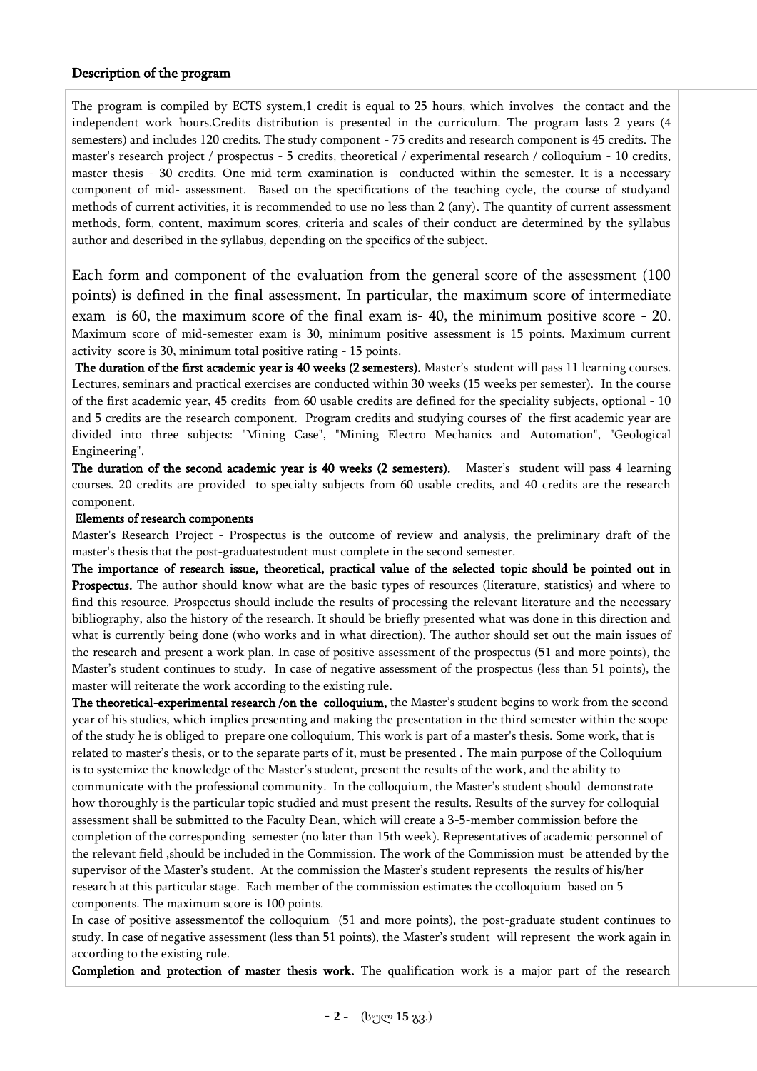### Description of the program

The program is compiled by ECTS system,1 credit is equal to 25 hours, which involves the contact and the independent work hours.Credits distribution is presented in the curriculum. The program lasts 2 years (4 semesters) and includes 120 credits. The study component - 75 credits and research component is 45 credits. The master's research project / prospectus - 5 credits, theoretical / experimental research / colloquium - 10 credits, master thesis - 30 credits. One mid-term examination is conducted within the semester. It is a necessary component of mid- assessment. Based on the specifications of the teaching cycle, the course of studyand methods of current activities, it is recommended to use no less than 2 (any). The quantity of current assessment methods, form, content, maximum scores, criteria and scales of their conduct are determined by the syllabus author and described in the syllabus, depending on the specifics of the subject.

Each form and component of the evaluation from the general score of the assessment (100 points) is defined in the final assessment. In particular, the maximum score of intermediate exam is 60, the maximum score of the final exam is- 40, the minimum positive score - 20. Maximum score of mid-semester exam is 30, minimum positive assessment is 15 points. Maximum current activity score is 30, minimum total positive rating - 15 points.

**The duration of the first academic year is 40 weeks (2 semesters).** Master's student will pass 11 learning courses. Lectures, seminars and practical exercises are conducted within 30 weeks (15 weeks per semester). In the course of the first academic year, 45 credits from 60 usable credits are defined for the speciality subjects, optional - 10 and 5 credits are the research component. Program credits and studying courses of the first academic year are divided into three subjects: "Mining Case", "Mining Electro Mechanics and Automation", "Geological Engineering".

**The duration of the second academic year is 40 weeks (2 semesters).** Master's student will pass 4 learning courses. 20 credits are provided to specialty subjects from 60 usable credits, and 40 credits are the research component.

**Elements of research components**

Master's Research Project - Prospectus is the outcome of review and analysis, the preliminary draft of the master's thesis that the post-graduatestudent must complete in the second semester.

**The importance of research issue, theoretical, practical value of the selected topic should be pointed out in Prospectus.** The author should know what are the basic types of resources (literature, statistics) and where to find this resource. Prospectus should include the results of processing the relevant literature and the necessary bibliography, also the history of the research. It should be briefly presented what was done in this direction and what is currently being done (who works and in what direction). The author should set out the main issues of the research and present a work plan. In case of positive assessment of the prospectus (51 and more points), the Master's student continues to study. In case of negative assessment of the prospectus (less than 51 points), the master will reiterate the work according to the existing rule.

**The theoretical-experimental research /on the colloquium,** the Master's student begins to work from the second year of his studies, which implies presenting and making the presentation in the third semester within the scope of the study he is obliged to prepare one colloquium**.** This work is part of a master's thesis. Some work, that is related to master's thesis, or to the separate parts of it, must be presented . The main purpose of the Colloquium is to systemize the knowledge of the Master's student, present the results of the work, and the ability to communicate with the professional community. In the colloquium, the Master's student should demonstrate how thoroughly is the particular topic studied and must present the results. Results of the survey for colloquial assessment shall be submitted to the Faculty Dean, which will create a 3-5-member commission before the completion of the corresponding semester (no later than 15th week). Representatives of academic personnel of the relevant field ,should be included in the Commission. The work of the Commission must be attended by the supervisor of the Master's student. At the commission the Master's student represents the results of his/her research at this particular stage. Each member of the commission estimates the ccolloquium based on 5 components. The maximum score is 100 points.

In case of positive assessmentof the colloquium (51 and more points), the post-graduate student continues to study. In case of negative assessment (less than 51 points), the Master's student will represent the work again in according to the existing rule.

**Completion and protection of master thesis work.** The qualification work is a major part of the research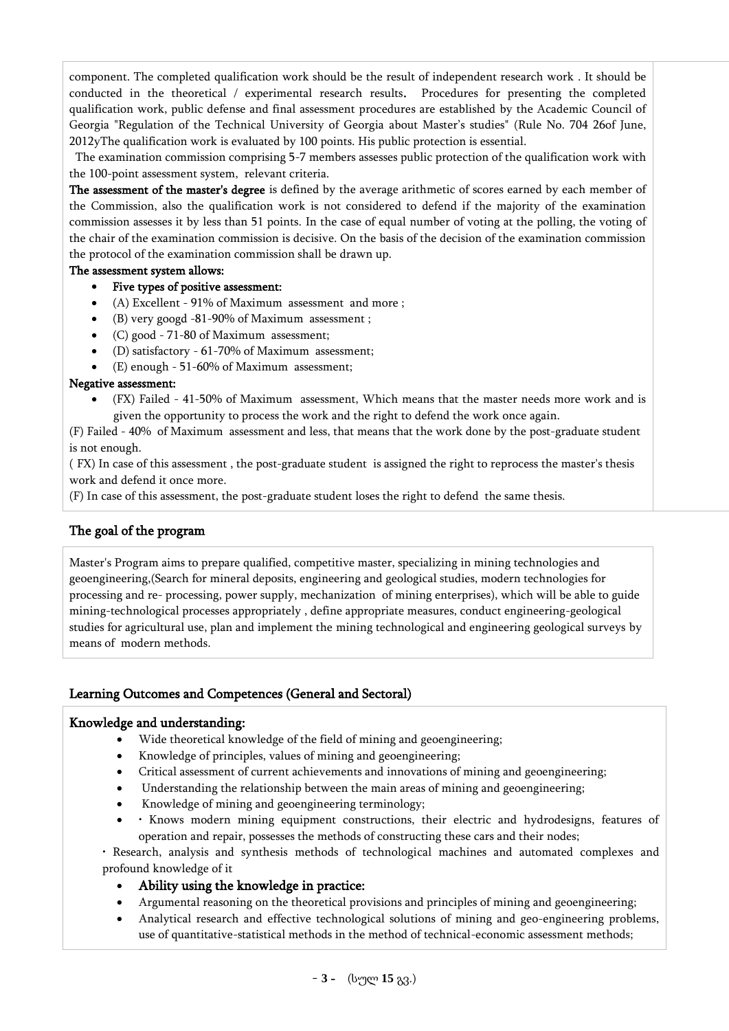component. The completed qualification work should be the result of independent research work . It should be conducted in the theoretical / experimental research results. Procedures for presenting the completed qualification work, public defense and final assessment procedures are established by the Academic Council of Georgia "Regulation of the Technical University of Georgia about Master's studies" (Rule No. 704 26of June, 2012yThe qualification work is evaluated by 100 points. His public protection is essential.

The examination commission comprising 5-7 members assesses public protection of the qualification work with the 100-point assessment system, relevant criteria.

**The assessment of the master's degree** is defined by the average arithmetic of scores earned by each member of the Commission, also the qualification work is not considered to defend if the majority of the examination commission assesses it by less than 51 points. In the case of equal number of voting at the polling, the voting of the chair of the examination commission is decisive. On the basis of the decision of the examination commission the protocol of the examination commission shall be drawn up.

**The assessment system allows:**

- **Five types of positive assessment:**
- (A) Excellent - 91% of Maximum assessment and more ;
- (B) very googd -81-90% of Maximum assessment ;
- (C) good - 71-80 of Maximum assessment;
- (D) satisfactory - 61-70% of Maximum assessment;
- (E) enough - 51-60% of Maximum assessment;

**Negative assessment:**

- (FX) Failed - 41-50% of Maximum assessment, Which means that the master needs more work and is given the opportunity to process the work and the right to defend the work once again.

(F) Failed - 40% of Maximum assessment and less, that means that the work done by the post-graduate student is not enough.

( FX) In case of this assessment , the post-graduate student is assigned the right to reprocess the master's thesis work and defend it once more.

(F) In case of this assessment, the post-graduate student loses the right to defend the same thesis.

## The goal of the program

Master's Program aims to prepare qualified, competitive master, specializing in mining technologies and geoengineering,(Search for mineral deposits, engineering and geological studies, modern technologies for processing and re- processing, power supply, mechanization of mining enterprises), which will be able to guide mining-technological processes appropriately , define appropriate measures, conduct engineering-geological studies for agricultural use, plan and implement the mining technological and engineering geological surveys by means of modern methods.

## Learning Outcomes and Competences (General and Sectoral)

### Knowledge and understanding:

- Wide theoretical knowledge of the field of mining and geoengineering;
- Knowledge of principles, values of mining and geoengineering;
- Critical assessment of current achievements and innovations of mining and geoengineering;
- Understanding the relationship between the main areas of mining and geoengineering;
- Knowledge of mining and geoengineering terminology;
- • Knows modern mining equipment constructions, their electric and hydrodesigns, features of operation and repair, possesses the methods of constructing these cars and their nodes;

• Research, analysis and synthesis methods of technological machines and automated complexes and profound knowledge of it

- **Ability using the knowledge in practice:**
- Argumental reasoning on the theoretical provisions and principles of mining and geoengineering;
- Analytical research and effective technological solutions of mining and geo-engineering problems, use of quantitative-statistical methods in the method of technical-economic assessment methods;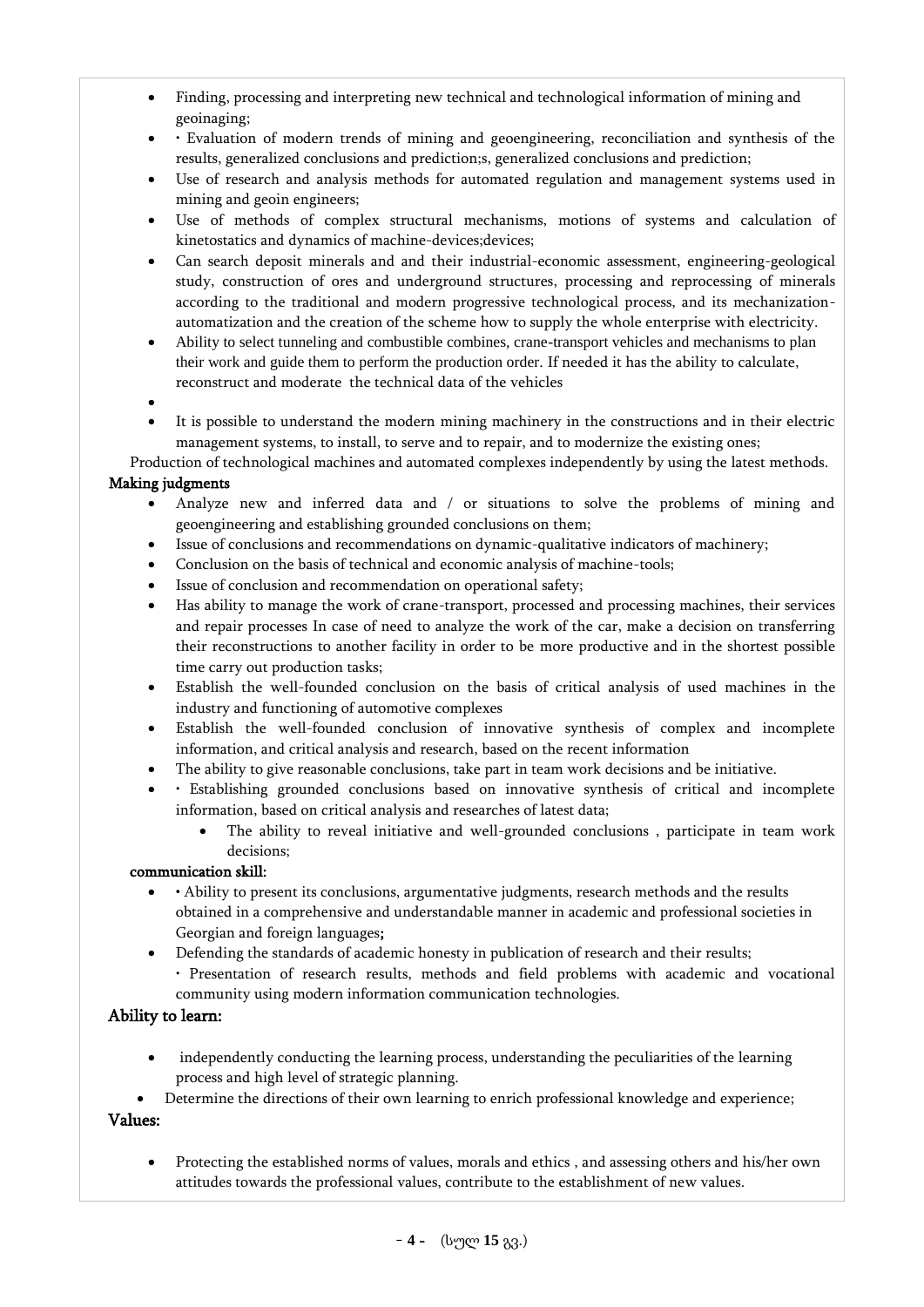- Finding, processing and interpreting new technical and technological information of mining and geoinaging;
- • Evaluation of modern trends of mining and geoengineering, reconciliation and synthesis of the results, generalized conclusions and prediction;s, generalized conclusions and prediction;
- Use of research and analysis methods for automated regulation and management systems used in mining and geoin engineers;
- Use of methods of complex structural mechanisms, motions of systems and calculation of kinetostatics and dynamics of machine-devices;devices;
- Can search deposit minerals and and their industrial-economic assessment, engineering-geological study, construction of ores and underground structures, processing and reprocessing of minerals according to the traditional and modern progressive technological process, and its mechanization-automatization and the creation of the scheme how to supply the whole enterprise with electricity.
- Ability to select tunneling and combustible combines, crane-transport vehicles and mechanisms to plan their work and guide them to perform the production order. If needed it has the ability to calculate, reconstruct and moderate the technical data of the vehicles
- 
- It is possible to understand the modern mining machinery in the constructions and in their electric management systems, to install, to serve and to repair, and to modernize the existing ones;

Production of technological machines and automated complexes independently by using the latest methods.

**Making judgments**

- Analyze new and inferred data and / or situations to solve the problems of mining and geoengineering and establishing grounded conclusions on them;
- Issue of conclusions and recommendations on dynamic-qualitative indicators of machinery;
- Conclusion on the basis of technical and economic analysis of machine-tools;
- Issue of conclusion and recommendation on operational safety;
- Has ability to manage the work of crane-transport, processed and processing machines, their services and repair processes In case of need to analyze the work of the car, make a decision on transferring their reconstructions to another facility in order to be more productive and in the shortest possible time carry out production tasks;
- Establish the well-founded conclusion on the basis of critical analysis of used machines in the industry and functioning of automotive complexes
- Establish the well-founded conclusion of innovative synthesis of complex and incomplete information, and critical analysis and research, based on the recent information
- The ability to give reasonable conclusions, take part in team work decisions and be initiative.
- • Establishing grounded conclusions based on innovative synthesis of critical and incomplete information, based on critical analysis and researches of latest data;
  - The ability to reveal initiative and well-grounded conclusions , participate in team work decisions;

**communication skill:**

- • Ability to present its conclusions, argumentative judgments, research methods and the results obtained in a comprehensive and understandable manner in academic and professional societies in Georgian and foreign languages**;**
- Defending the standards of academic honesty in publication of research and their results;

  • Presentation of research results, methods and field problems with academic and vocational community using modern information communication technologies.

**Ability to learn:**

- independently conducting the learning process, understanding the peculiarities of the learning process and high level of strategic planning.
- Determine the directions of their own learning to enrich professional knowledge and experience;

**Values:**

- Protecting the established norms of values, morals and ethics , and assessing others and his/her own attitudes towards the professional values, contribute to the establishment of new values.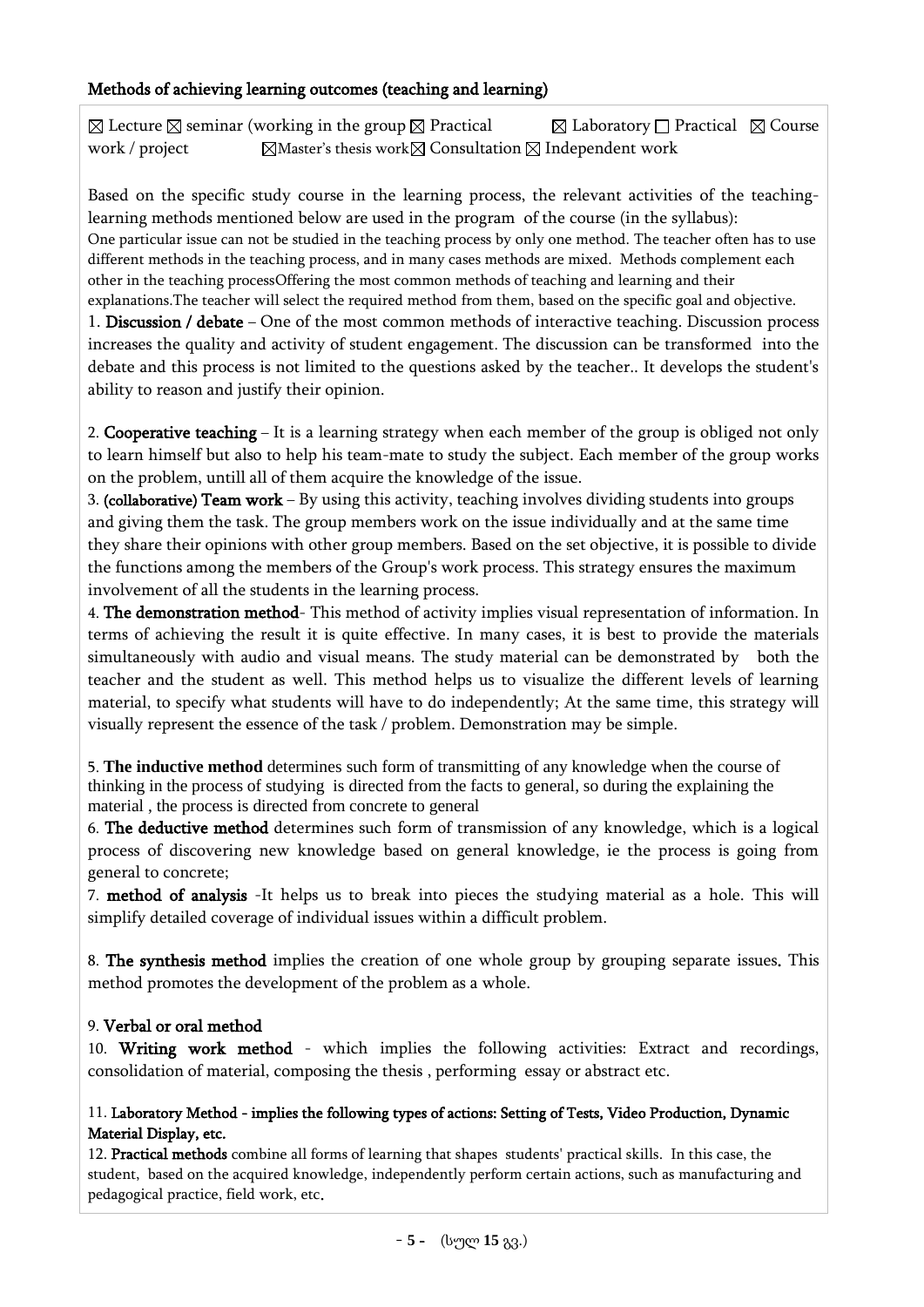**Methods of achieving learning outcomes (teaching and learning)**

☒ Lecture ☒ seminar (working in the group ☒ Practical ☒ Laboratory ☐ Practical ☒ Course work / project ☒Master's thesis work☒ Consultation ☒ Independent work

Based on the specific study course in the learning process, the relevant activities of the teaching-learning methods mentioned below are used in the program of the course (in the syllabus):
One particular issue can not be studied in the teaching process by only one method. The teacher often has to use different methods in the teaching process, and in many cases methods are mixed. Methods complement each other in the teaching processOffering the most common methods of teaching and learning and their explanations.The teacher will select the required method from them, based on the specific goal and objective.

1. **Discussion / debate** – One of the most common methods of interactive teaching. Discussion process increases the quality and activity of student engagement. The discussion can be transformed into the debate and this process is not limited to the questions asked by the teacher.. It develops the student's ability to reason and justify their opinion.

2. **Cooperative teaching** – It is a learning strategy when each member of the group is obliged not only to learn himself but also to help his team-mate to study the subject. Each member of the group works on the problem, untill all of them acquire the knowledge of the issue.

3. **(collaborative) Team work** – By using this activity, teaching involves dividing students into groups and giving them the task. The group members work on the issue individually and at the same time they share their opinions with other group members. Based on the set objective, it is possible to divide the functions among the members of the Group's work process. This strategy ensures the maximum involvement of all the students in the learning process.

4. **The demonstration method**- This method of activity implies visual representation of information. In terms of achieving the result it is quite effective. In many cases, it is best to provide the materials simultaneously with audio and visual means. The study material can be demonstrated by both the teacher and the student as well. This method helps us to visualize the different levels of learning material, to specify what students will have to do independently; At the same time, this strategy will visually represent the essence of the task / problem. Demonstration may be simple.

5. **The inductive method** determines such form of transmitting of any knowledge when the course of thinking in the process of studying is directed from the facts to general, so during the explaining the material , the process is directed from concrete to general

6. **The deductive method** determines such form of transmission of any knowledge, which is a logical process of discovering new knowledge based on general knowledge, ie the process is going from general to concrete;

7. **method of analysis** -It helps us to break into pieces the studying material as a hole. This will simplify detailed coverage of individual issues within a difficult problem.

8. **The synthesis method** implies the creation of one whole group by grouping separate issues. This method promotes the development of the problem as a whole.

9. **Verbal or oral method**

10. **Writing work method** - which implies the following activities: Extract and recordings, consolidation of material, composing the thesis , performing essay or abstract etc.

11. **Laboratory Method - implies the following types of actions: Setting of Tests, Video Production, Dynamic Material Display, etc.**

12. **Practical methods** combine all forms of learning that shapes students' practical skills. In this case, the student, based on the acquired knowledge, independently perform certain actions, such as manufacturing and pedagogical practice, field work, etc.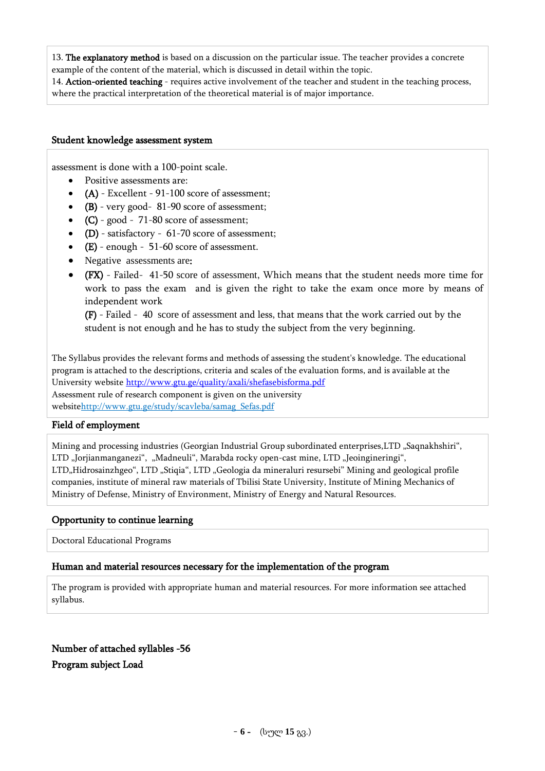13. **The explanatory method** is based on a discussion on the particular issue. The teacher provides a concrete example of the content of the material, which is discussed in detail within the topic.
14. **Action-oriented teaching** - requires active involvement of the teacher and student in the teaching process, where the practical interpretation of the theoretical material is of major importance.

## Student knowledge assessment system

assessment is done with a 100-point scale.

- Positive assessments are:
- (A) - Excellent - 91-100 score of assessment;
- (B) - very good- 81-90 score of assessment;
- (C) - good - 71-80 score of assessment;
- (D) - satisfactory - 61-70 score of assessment;
- (E) - enough - 51-60 score of assessment.
- Negative assessments are:
- (FX) - Failed- 41-50 score of assessment, Which means that the student needs more time for work to pass the exam and is given the right to take the exam once more by means of independent work
  (F) - Failed - 40 score of assessment and less, that means that the work carried out by the student is not enough and he has to study the subject from the very beginning.

The Syllabus provides the relevant forms and methods of assessing the student's knowledge. The educational program is attached to the descriptions, criteria and scales of the evaluation forms, and is available at the University website http://www.gtu.ge/quality/axali/shefasebisforma.pdf
Assessment rule of research component is given on the university websitehttp://www.gtu.ge/study/scavleba/samag_Sefas.pdf

## Field of employment

Mining and processing industries (Georgian Industrial Group subordinated enterprises,LTD „Saqnakhshiri", LTD „Jorjianmanganezi", „Madneuli", Marabda rocky open-cast mine, LTD „Jeoingineringi", LTD„Hidrosainzhgeo", LTD „Stiqia", LTD „Geologia da mineraluri resursebi" Mining and geological profile companies, institute of mineral raw materials of Tbilisi State University, Institute of Mining Mechanics of Ministry of Defense, Ministry of Environment, Ministry of Energy and Natural Resources.

## Opportunity to continue learning

Doctoral Educational Programs

## Human and material resources necessary for the implementation of the program

The program is provided with appropriate human and material resources. For more information see attached syllabus.

**Number of attached syllables -56**

**Program subject Load**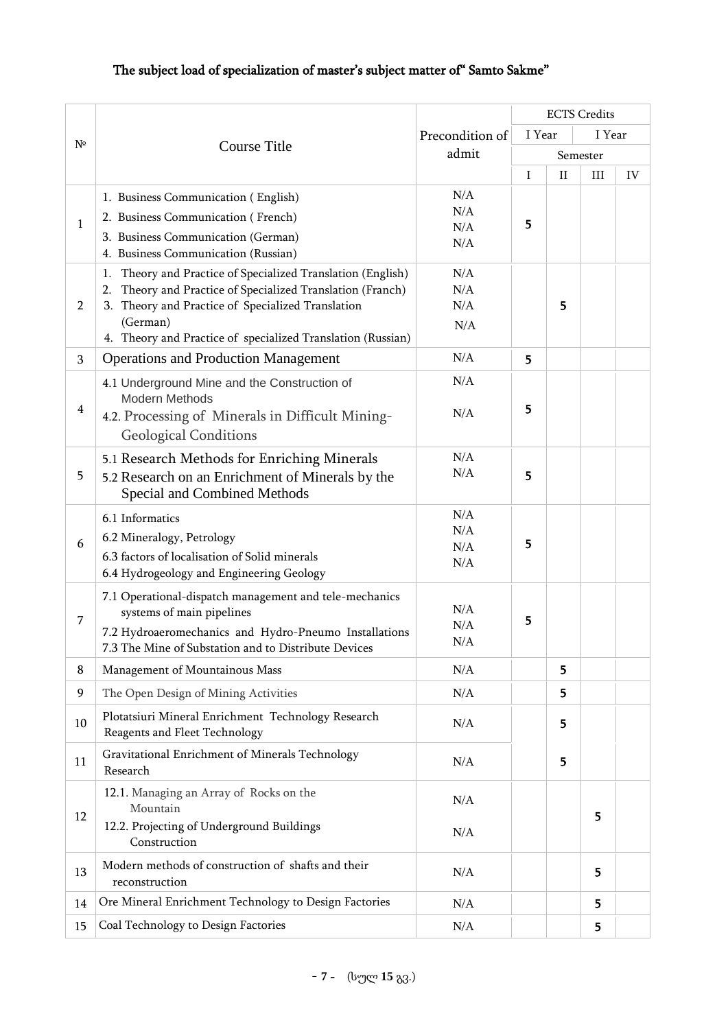## The subject load of specialization of master's subject matter of" Samto Sakme"

| № | Course Title | Precondition of admit | ECTS Credits | | | |
|---|---|---|---|---|---|---|
| | | | I Year | | I Year | |
| | | | Semester | | | |
| | | | I | II | III | IV |
| 1 | 1. Business Communication ( English)<br>2. Business Communication ( French)<br>3. Business Communication (German)<br>4. Business Communication (Russian) | N/A<br>N/A<br>N/A<br>N/A | 5 | | | |
| 2 | 1. Theory and Practice of Specialized Translation (English)<br>2. Theory and Practice of Specialized Translation (Franch)<br>3. Theory and Practice of Specialized Translation (German)<br>4. Theory and Practice of specialized Translation (Russian) | N/A<br>N/A<br>N/A<br>N/A | | 5 | | |
| 3 | Operations and Production Management | N/A | 5 | | | |
| 4 | 4.1 Underground Mine and the Construction of Modern Methods<br>4.2. Processing of Minerals in Difficult Mining-Geological Conditions | N/A<br>N/A | 5 | | | |
| 5 | 5.1 Research Methods for Enriching Minerals<br>5.2 Research on an Enrichment of Minerals by the Special and Combined Methods | N/A<br>N/A | 5 | | | |
| 6 | 6.1 Informatics<br>6.2 Mineralogy, Petrology<br>6.3 factors of localisation of Solid minerals<br>6.4 Hydrogeology and Engineering Geology | N/A<br>N/A<br>N/A<br>N/A | 5 | | | |
| 7 | 7.1 Operational-dispatch management and tele-mechanics systems of main pipelines<br>7.2 Hydroaeromechanics and Hydro-Pneumo Installations<br>7.3 The Mine of Substation and to Distribute Devices | N/A<br>N/A<br>N/A | 5 | | | |
| 8 | Management of Mountainous Mass | N/A | | 5 | | |
| 9 | The Open Design of Mining Activities | N/A | | 5 | | |
| 10 | Plotatsiuri Mineral Enrichment Technology Research Reagents and Fleet Technology | N/A | | 5 | | |
| 11 | Gravitational Enrichment of Minerals Technology Research | N/A | | 5 | | |
| 12 | 12.1. Managing an Array of Rocks on the Mountain<br>12.2. Projecting of Underground Buildings Construction | N/A<br>N/A | | | 5 | |
| 13 | Modern methods of construction of shafts and their reconstruction | N/A | | | 5 | |
| 14 | Ore Mineral Enrichment Technology to Design Factories | N/A | | | 5 | |
| 15 | Coal Technology to Design Factories | N/A | | | 5 | |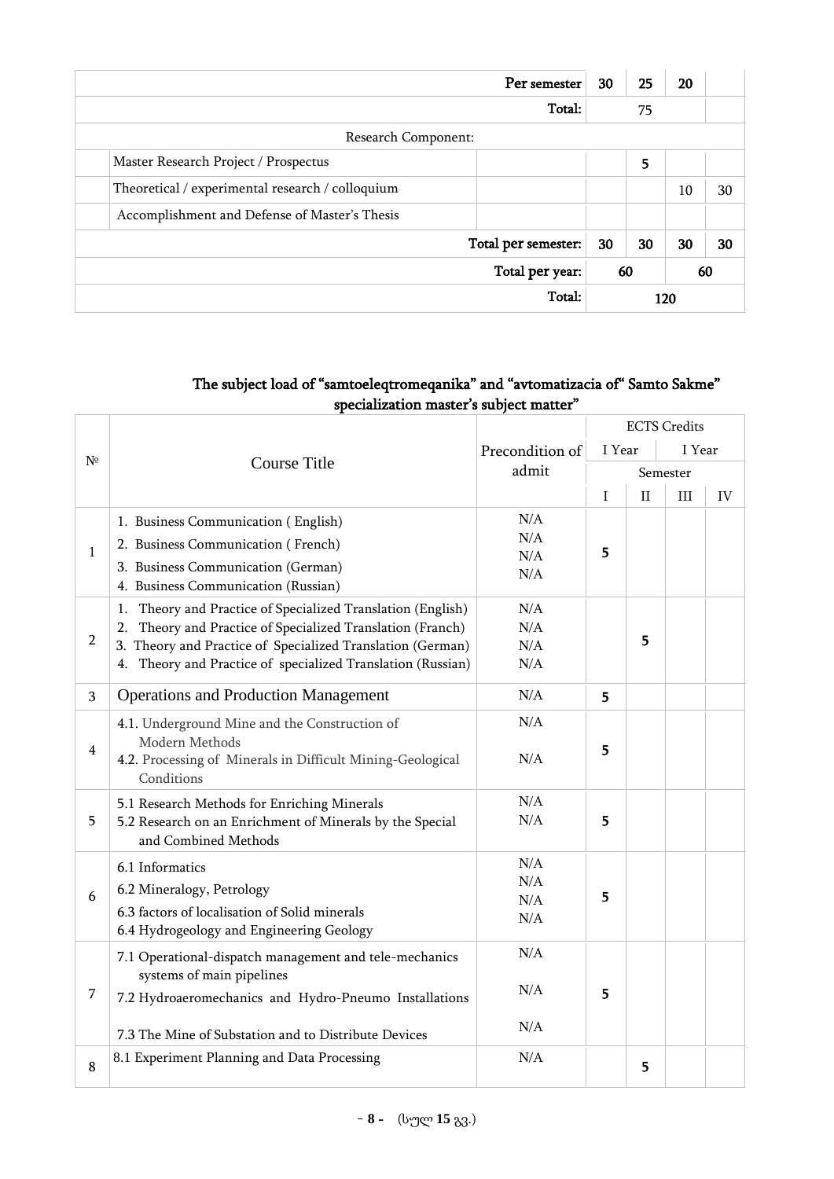| | | | | | | |
|---|---|---|---|---|---|---|
| | **Per semester** | | **30** | **25** | **20** | |
| | **Total:** | | | 75 | | |
| | Research Component: | | | | | |
| | Master Research Project / Prospectus | | | **5** | | |
| | Theoretical / experimental research / colloquium | | | | 10 | 30 |
| | Accomplishment and Defense of Master's Thesis | | | | | |
| | **Total per semester:** | | **30** | **30** | **30** | **30** |
| | **Total per year:** | | **60** | | **60** | |
| | **Total:** | | **120** | | | |

## The subject load of "samtoeleqtromeqanika" and "avtomatizacia of" Samto Sakme" specialization master's subject matter"

| № | Course Title | Precondition of admit | ECTS Credits | | | |
|---|---|---|---|---|---|---|
| | | | I Year | | I Year | |
| | | | Semester | | | |
| | | | I | II | III | IV |
| 1 | 1. Business Communication ( English)<br>2. Business Communication ( French)<br>3. Business Communication (German)<br>4. Business Communication (Russian) | N/A<br>N/A<br>N/A<br>N/A | **5** | | | |
| 2 | 1. Theory and Practice of Specialized Translation (English)<br>2. Theory and Practice of Specialized Translation (Franch)<br>3. Theory and Practice of Specialized Translation (German)<br>4. Theory and Practice of specialized Translation (Russian) | N/A<br>N/A<br>N/A<br>N/A | | **5** | | |
| 3 | Operations and Production Management | N/A | **5** | | | |
| 4 | 4.1. Underground Mine and the Construction of Modern Methods<br>4.2. Processing of Minerals in Difficult Mining-Geological Conditions | N/A<br>N/A | **5** | | | |
| 5 | 5.1 Research Methods for Enriching Minerals<br>5.2 Research on an Enrichment of Minerals by the Special and Combined Methods | N/A<br>N/A | **5** | | | |
| 6 | 6.1 Informatics<br>6.2 Mineralogy, Petrology<br>6.3 factors of localisation of Solid minerals<br>6.4 Hydrogeology and Engineering Geology | N/A<br>N/A<br>N/A<br>N/A | **5** | | | |
| 7 | 7.1 Operational-dispatch management and tele-mechanics systems of main pipelines<br>7.2 Hydroaeromechanics and Hydro-Pneumo Installations<br>7.3 The Mine of Substation and to Distribute Devices | N/A<br>N/A<br>N/A | **5** | | | |
| 8 | 8.1 Experiment Planning and Data Processing | N/A | | **5** | | |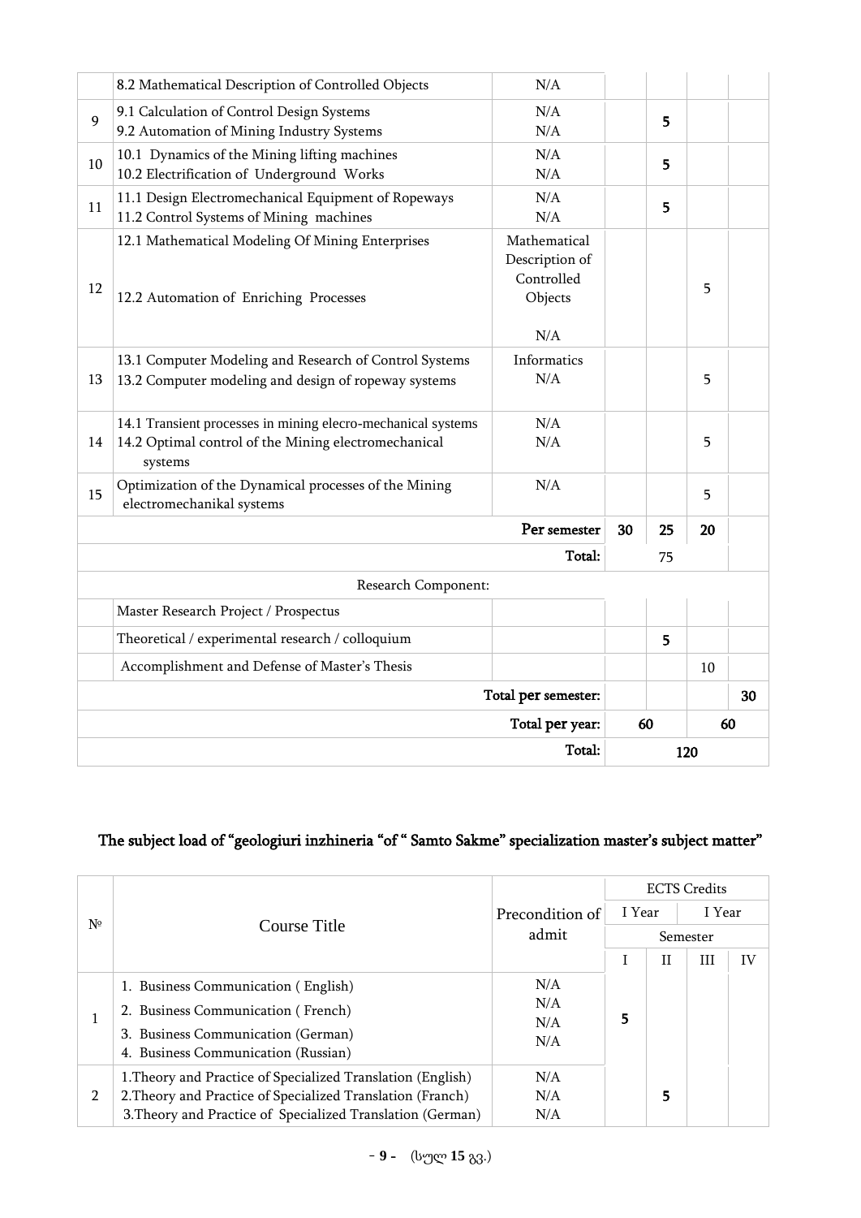| | | | | | | |
|---|---|---|---|---|---|---|
| | 8.2 Mathematical Description of Controlled Objects | N/A | | | | |
| 9 | 9.1 Calculation of Control Design Systems<br>9.2 Automation of Mining Industry Systems | N/A<br>N/A | | 5 | | |
| 10 | 10.1 Dynamics of the Mining lifting machines<br>10.2 Electrification of Underground Works | N/A<br>N/A | | 5 | | |
| 11 | 11.1 Design Electromechanical Equipment of Ropeways<br>11.2 Control Systems of Mining machines | N/A<br>N/A | | 5 | | |
| 12 | 12.1 Mathematical Modeling Of Mining Enterprises<br>12.2 Automation of Enriching Processes | Mathematical Description of Controlled Objects<br>N/A | | | 5 | |
| 13 | 13.1 Computer Modeling and Research of Control Systems<br>13.2 Computer modeling and design of ropeway systems | Informatics<br>N/A | | | 5 | |
| 14 | 14.1 Transient processes in mining elecro-mechanical systems<br>14.2 Optimal control of the Mining electromechanical systems | N/A<br>N/A | | | 5 | |
| 15 | Optimization of the Dynamical processes of the Mining electromechanikal systems | N/A | | | 5 | |
| | | **Per semester** | **30** | **25** | **20** | |
| | | **Total:** | | 75 | | |
| | Research Component: | | | | | |
| | Master Research Project / Prospectus | | | | | |
| | Theoretical / experimental research / colloquium | | | 5 | | |
| | Accomplishment and Defense of Master's Thesis | | | | 10 | |
| | | **Total per semester:** | | | | **30** |
| | | **Total per year:** | **60** | | **60** | |
| | | **Total:** | | **120** | | |

## The subject load of "geologiuri inzhineria "of " Samto Sakme" specialization master's subject matter"

| № | Course Title | Precondition of admit | ECTS Credits | | | |
|---|---|---|---|---|---|---|
| | | | I Year | | I Year | |
| | | | Semester | | | |
| | | | I | II | III | IV |
| 1 | 1. Business Communication ( English)<br>2. Business Communication ( French)<br>3. Business Communication (German)<br>4. Business Communication (Russian) | N/A<br>N/A<br>N/A<br>N/A | 5 | | | |
| 2 | 1.Theory and Practice of Specialized Translation (English)<br>2.Theory and Practice of Specialized Translation (Franch)<br>3.Theory and Practice of Specialized Translation (German) | N/A<br>N/A<br>N/A | | 5 | | |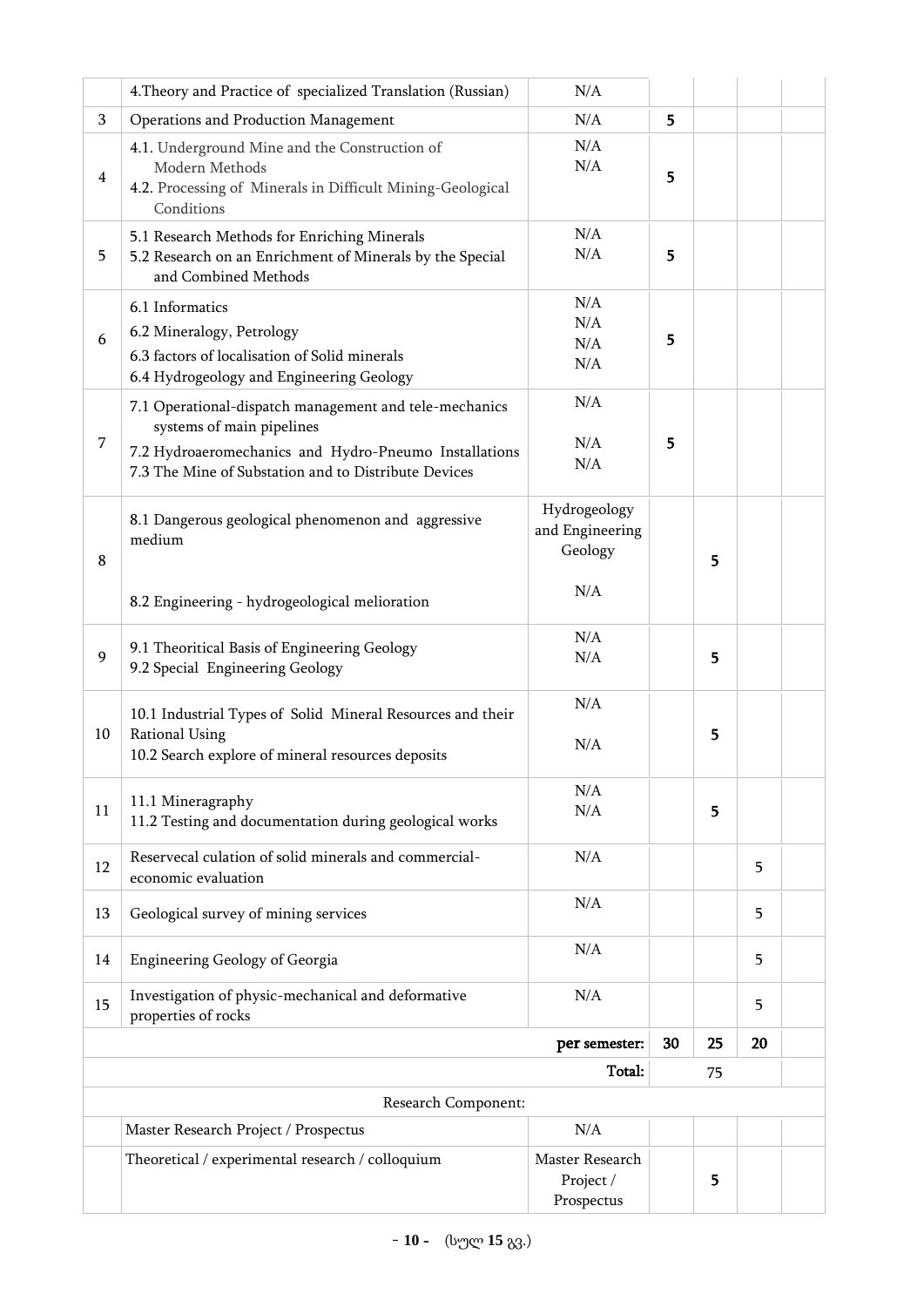| | | | | | | |
|---|---|---|---|---|---|---|
| | 4.Theory and Practice of specialized Translation (Russian) | N/A | | | | |
| 3 | Operations and Production Management | N/A | 5 | | | |
| 4 | 4.1. Underground Mine and the Construction of Modern Methods<br>4.2. Processing of Minerals in Difficult Mining-Geological Conditions | N/A<br>N/A | 5 | | | |
| 5 | 5.1 Research Methods for Enriching Minerals<br>5.2 Research on an Enrichment of Minerals by the Special and Combined Methods | N/A<br>N/A | 5 | | | |
| 6 | 6.1 Informatics<br>6.2 Mineralogy, Petrology<br>6.3 factors of localisation of Solid minerals<br>6.4 Hydrogeology and Engineering Geology | N/A<br>N/A<br>N/A<br>N/A | 5 | | | |
| 7 | 7.1 Operational-dispatch management and tele-mechanics systems of main pipelines<br>7.2 Hydroaeromechanics and Hydro-Pneumo Installations<br>7.3 The Mine of Substation and to Distribute Devices | N/A<br>N/A<br>N/A | 5 | | | |
| 8 | 8.1 Dangerous geological phenomenon and aggressive medium<br>8.2 Engineering - hydrogeological melioration | Hydrogeology and Engineering Geology<br>N/A | | 5 | | |
| 9 | 9.1 Theoritical Basis of Engineering Geology<br>9.2 Special Engineering Geology | N/A<br>N/A | | 5 | | |
| 10 | 10.1 Industrial Types of Solid Mineral Resources and their Rational Using<br>10.2 Search explore of mineral resources deposits | N/A<br>N/A | | 5 | | |
| 11 | 11.1 Mineragraphy<br>11.2 Testing and documentation during geological works | N/A<br>N/A | | 5 | | |
| 12 | Reservecal culation of solid minerals and commercial-economic evaluation | N/A | | | 5 | |
| 13 | Geological survey of mining services | N/A | | | 5 | |
| 14 | Engineering Geology of Georgia | N/A | | | 5 | |
| 15 | Investigation of physic-mechanical and deformative properties of rocks | N/A | | | 5 | |
| | | **per semester:** | **30** | **25** | **20** | |
| | | **Total:** | | 75 | | |
| | Research Component: | | | | | |
| | Master Research Project / Prospectus | N/A | | | | |
| | Theoretical / experimental research / colloquium | Master Research Project / Prospectus | | 5 | | |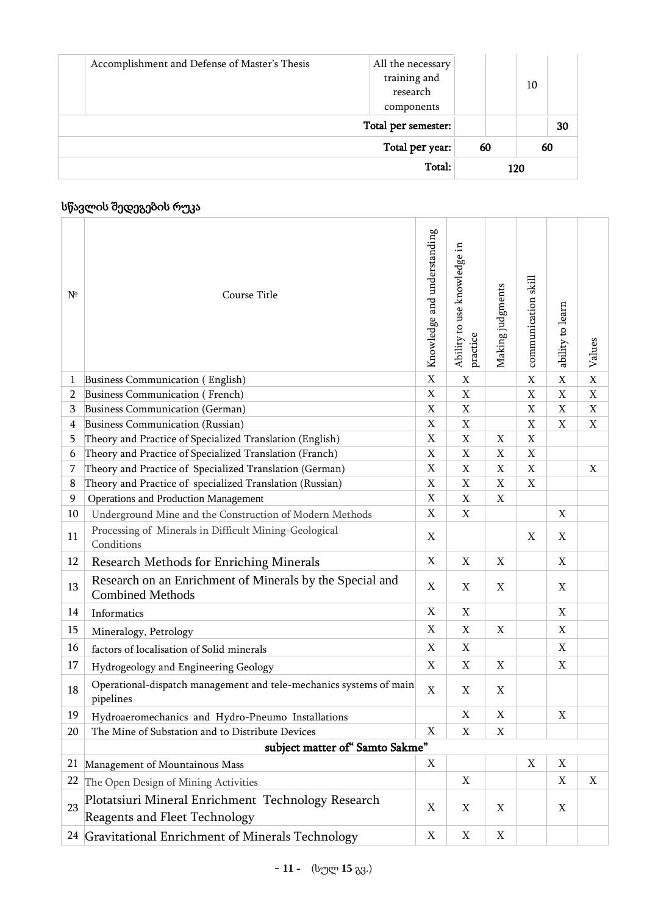|  | Accomplishment and Defense of Master's Thesis | All the necessary training and research components |  |  | 10 |  |
|---|---|---|---|---|---|---|
|  |  | Total per semester: |  |  |  | 30 |
|  |  | Total per year: | 60 |  | 60 |  |
|  |  | Total: | 120 |  |  |  |

## სწავლის შედეგების რუკა

| № | Course Title | Knowledge and understanding | Ability to use knowledge in practice | Making judgments | communication skill | ability to learn | Values |
|---|---|---|---|---|---|---|---|
| 1 | Business Communication ( English) | X | X |  | X | X | X |
| 2 | Business Communication ( French) | X | X |  | X | X | X |
| 3 | Business Communication (German) | X | X |  | X | X | X |
| 4 | Business Communication (Russian) | X | X |  | X | X | X |
| 5 | Theory and Practice of Specialized Translation (English) | X | X | X | X |  |  |
| 6 | Theory and Practice of Specialized Translation (Franch) | X | X | X | X |  |  |
| 7 | Theory and Practice of Specialized Translation (German) | X | X | X | X |  | X |
| 8 | Theory and Practice of specialized Translation (Russian) | X | X | X | X |  |  |
| 9 | Operations and Production Management | X | X | X |  |  |  |
| 10 | Underground Mine and the Construction of Modern Methods | X | X |  |  | X |  |
| 11 | Processing of Minerals in Difficult Mining-Geological Conditions | X |  |  | X | X |  |
| 12 | Research Methods for Enriching Minerals | X | X | X |  | X |  |
| 13 | Research on an Enrichment of Minerals by the Special and Combined Methods | X | X | X |  | X |  |
| 14 | Informatics | X | X |  |  | X |  |
| 15 | Mineralogy, Petrology | X | X | X |  | X |  |
| 16 | factors of localisation of Solid minerals | X | X |  |  | X |  |
| 17 | Hydrogeology and Engineering Geology | X | X | X |  | X |  |
| 18 | Operational-dispatch management and tele-mechanics systems of main pipelines | X | X | X |  |  |  |
| 19 | Hydroaeromechanics and Hydro-Pneumo Installations |  | X | X |  | X |  |
| 20 | The Mine of Substation and to Distribute Devices | X | X | X |  |  |  |
|  | **subject matter of" Samto Sakme"** |  |  |  |  |  |  |
| 21 | Management of Mountainous Mass | X |  |  | X | X |  |
| 22 | The Open Design of Mining Activities |  | X |  |  | X | X |
| 23 | Plotatsiuri Mineral Enrichment Technology Research Reagents and Fleet Technology | X | X | X |  | X |  |
| 24 | Gravitational Enrichment of Minerals Technology | X | X | X |  |  |  |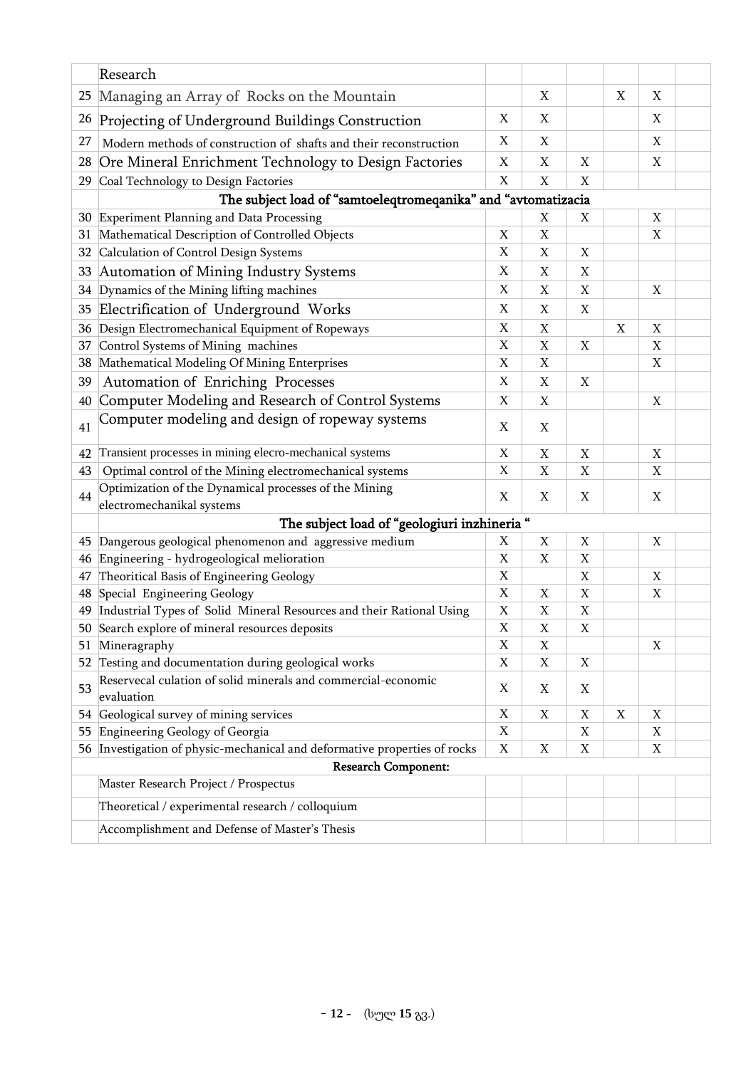| | | | | | | | |
|---|---|---|---|---|---|---|---|
| | Research | | | | | | |
| 25 | Managing an Array of Rocks on the Mountain | | X | | X | X | |
| 26 | Projecting of Underground Buildings Construction | X | X | | | X | |
| 27 | Modern methods of construction of shafts and their reconstruction | X | X | | | X | |
| 28 | Ore Mineral Enrichment Technology to Design Factories | X | X | X | | X | |
| 29 | Coal Technology to Design Factories | X | X | X | | | |
| | **The subject load of "samtoeleqtromeqanika" and "avtomatizacia** | | | | | | |
| 30 | Experiment Planning and Data Processing | | X | X | | X | |
| 31 | Mathematical Description of Controlled Objects | X | X | | | X | |
| 32 | Calculation of Control Design Systems | X | X | X | | | |
| 33 | Automation of Mining Industry Systems | X | X | X | | | |
| 34 | Dynamics of the Mining lifting machines | X | X | X | | X | |
| 35 | Electrification of Underground Works | X | X | X | | | |
| 36 | Design Electromechanical Equipment of Ropeways | X | X | | X | X | |
| 37 | Control Systems of Mining machines | X | X | X | | X | |
| 38 | Mathematical Modeling Of Mining Enterprises | X | X | | | X | |
| 39 | Automation of Enriching Processes | X | X | X | | | |
| 40 | Computer Modeling and Research of Control Systems | X | X | | | X | |
| 41 | Computer modeling and design of ropeway systems | X | X | | | | |
| 42 | Transient processes in mining elecro-mechanical systems | X | X | X | | X | |
| 43 | Optimal control of the Mining electromechanical systems | X | X | X | | X | |
| 44 | Optimization of the Dynamical processes of the Mining electromechanikal systems | X | X | X | | X | |
| | **The subject load of "geologiuri inzhineria "** | | | | | | |
| 45 | Dangerous geological phenomenon and aggressive medium | X | X | X | | X | |
| 46 | Engineering - hydrogeological melioration | X | X | X | | | |
| 47 | Theoritical Basis of Engineering Geology | X | | X | | X | |
| 48 | Special Engineering Geology | X | X | X | | X | |
| 49 | Industrial Types of Solid Mineral Resources and their Rational Using | X | X | X | | | |
| 50 | Search explore of mineral resources deposits | X | X | X | | | |
| 51 | Mineragraphy | X | X | | | X | |
| 52 | Testing and documentation during geological works | X | X | X | | | |
| 53 | Reservecal culation of solid minerals and commercial-economic evaluation | X | X | X | | | |
| 54 | Geological survey of mining services | X | X | X | X | X | |
| 55 | Engineering Geology of Georgia | X | | X | | X | |
| 56 | Investigation of physic-mechanical and deformative properties of rocks | X | X | X | | X | |
| | **Research Component:** | | | | | | |
| | Master Research Project / Prospectus | | | | | | |
| | Theoretical / experimental research / colloquium | | | | | | |
| | Accomplishment and Defense of Master's Thesis | | | | | | |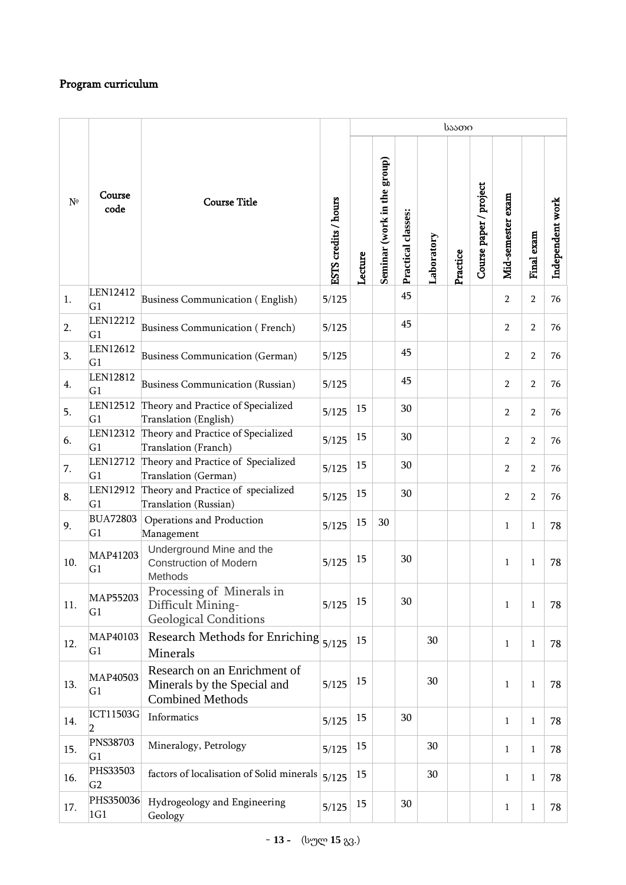## Program curriculum

| № | Course code | Course Title | ESTS credits / hours | საათი | | | | | | | | |
|---|---|---|---|---|---|---|---|---|---|---|---|---|
| | | | | Lecture | Seminar (work in the group) | Practical classes: | Laboratory | Practice | Course paper / project | Mid-semester exam | Final exam | Independent work |
| 1. | LEN12412 G1 | Business Communication ( English) | 5/125 | | | 45 | | | | 2 | 2 | 76 |
| 2. | LEN12212 G1 | Business Communication ( French) | 5/125 | | | 45 | | | | 2 | 2 | 76 |
| 3. | LEN12612 G1 | Business Communication (German) | 5/125 | | | 45 | | | | 2 | 2 | 76 |
| 4. | LEN12812 G1 | Business Communication (Russian) | 5/125 | | | 45 | | | | 2 | 2 | 76 |
| 5. | LEN12512 G1 | Theory and Practice of Specialized Translation (English) | 5/125 | 15 | | 30 | | | | 2 | 2 | 76 |
| 6. | LEN12312 G1 | Theory and Practice of Specialized Translation (Franch) | 5/125 | 15 | | 30 | | | | 2 | 2 | 76 |
| 7. | LEN12712 G1 | Theory and Practice of Specialized Translation (German) | 5/125 | 15 | | 30 | | | | 2 | 2 | 76 |
| 8. | LEN12912 G1 | Theory and Practice of specialized Translation (Russian) | 5/125 | 15 | | 30 | | | | 2 | 2 | 76 |
| 9. | BUA72803 G1 | Operations and Production Management | 5/125 | 15 | 30 | | | | | 1 | 1 | 78 |
| 10. | MAP41203 G1 | Underground Mine and the Construction of Modern Methods | 5/125 | 15 | | 30 | | | | 1 | 1 | 78 |
| 11. | MAP55203 G1 | Processing of Minerals in Difficult Mining-Geological Conditions | 5/125 | 15 | | 30 | | | | 1 | 1 | 78 |
| 12. | MAP40103 G1 | Research Methods for Enriching Minerals | 5/125 | 15 | | | 30 | | | 1 | 1 | 78 |
| 13. | MAP40503 G1 | Research on an Enrichment of Minerals by the Special and Combined Methods | 5/125 | 15 | | | 30 | | | 1 | 1 | 78 |
| 14. | ICT11503G 2 | Informatics | 5/125 | 15 | | 30 | | | | 1 | 1 | 78 |
| 15. | PNS38703 G1 | Mineralogy, Petrology | 5/125 | 15 | | | 30 | | | 1 | 1 | 78 |
| 16. | PHS33503 G2 | factors of localisation of Solid minerals | 5/125 | 15 | | | 30 | | | 1 | 1 | 78 |
| 17. | PHS350036 1G1 | Hydrogeology and Engineering Geology | 5/125 | 15 | | 30 | | | | 1 | 1 | 78 |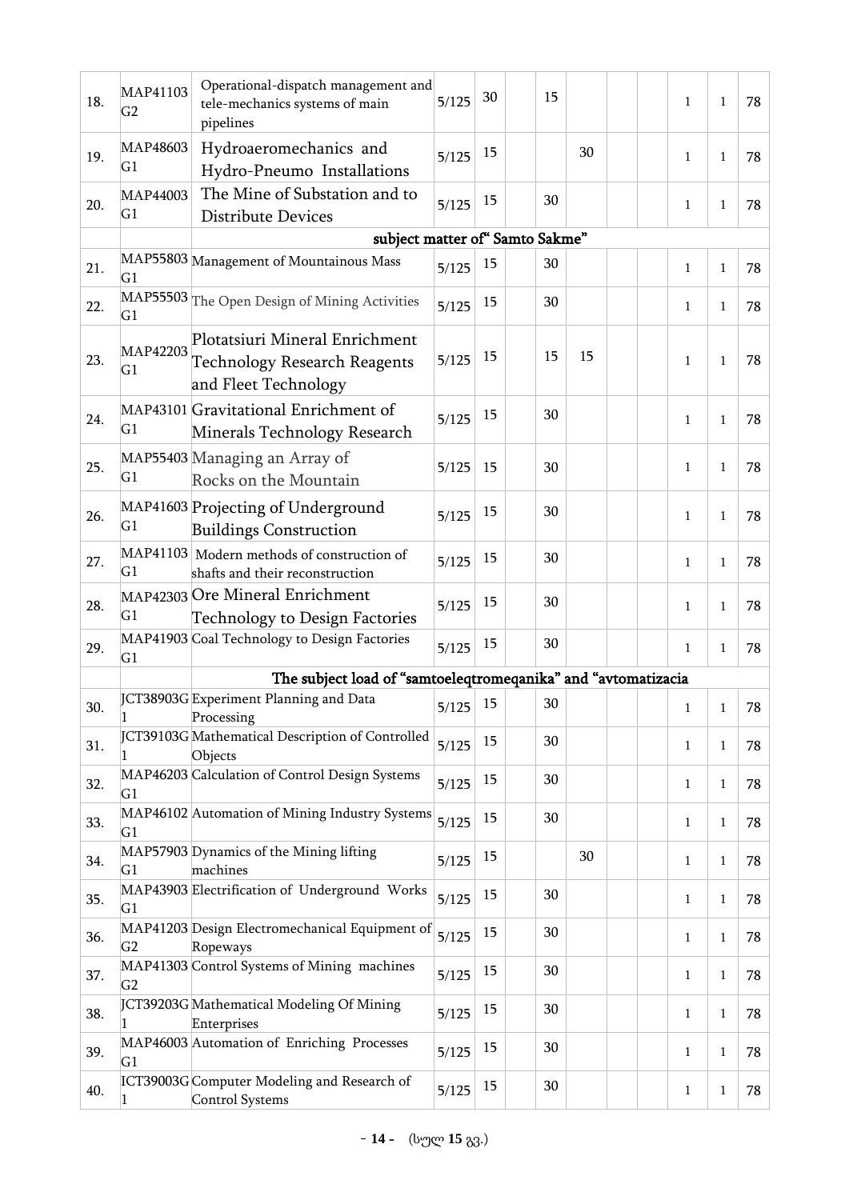| | | | | | | | | | | | | |
|---|---|---|---|---|---|---|---|---|---|---|---|---|
| 18. | MAP41103 G2 | Operational-dispatch management and tele-mechanics systems of main pipelines | 5/125 | 30 | | 15 | | | | 1 | 1 | 78 |
| 19. | MAP48603 G1 | Hydroaeromechanics and Hydro-Pneumo Installations | 5/125 | 15 | | | 30 | | | 1 | 1 | 78 |
| 20. | MAP44003 G1 | The Mine of Substation and to Distribute Devices | 5/125 | 15 | | 30 | | | | 1 | 1 | 78 |
| | | **subject matter of“ Samto Sakme”** | | | | | | | | | | |
| 21. | MAP55803 G1 | Management of Mountainous Mass | 5/125 | 15 | | 30 | | | | 1 | 1 | 78 |
| 22. | MAP55503 G1 | The Open Design of Mining Activities | 5/125 | 15 | | 30 | | | | 1 | 1 | 78 |
| 23. | MAP42203 G1 | Plotatsiuri Mineral Enrichment Technology Research Reagents and Fleet Technology | 5/125 | 15 | | 15 | 15 | | | 1 | 1 | 78 |
| 24. | MAP43101 G1 | Gravitational Enrichment of Minerals Technology Research | 5/125 | 15 | | 30 | | | | 1 | 1 | 78 |
| 25. | MAP55403 G1 | Managing an Array of Rocks on the Mountain | 5/125 | 15 | | 30 | | | | 1 | 1 | 78 |
| 26. | MAP41603 G1 | Projecting of Underground Buildings Construction | 5/125 | 15 | | 30 | | | | 1 | 1 | 78 |
| 27. | MAP41103 G1 | Modern methods of construction of shafts and their reconstruction | 5/125 | 15 | | 30 | | | | 1 | 1 | 78 |
| 28. | MAP42303 G1 | Ore Mineral Enrichment Technology to Design Factories | 5/125 | 15 | | 30 | | | | 1 | 1 | 78 |
| 29. | MAP41903 G1 | Coal Technology to Design Factories | 5/125 | 15 | | 30 | | | | 1 | 1 | 78 |
| | | **The subject load of “samtoeleqtromeqanika” and “avtomatizacia** | | | | | | | | | | |
| 30. | JCT38903G 1 | Experiment Planning and Data Processing | 5/125 | 15 | | 30 | | | | 1 | 1 | 78 |
| 31. | JCT39103G 1 | Mathematical Description of Controlled Objects | 5/125 | 15 | | 30 | | | | 1 | 1 | 78 |
| 32. | MAP46203 G1 | Calculation of Control Design Systems | 5/125 | 15 | | 30 | | | | 1 | 1 | 78 |
| 33. | MAP46102 G1 | Automation of Mining Industry Systems | 5/125 | 15 | | 30 | | | | 1 | 1 | 78 |
| 34. | MAP57903 G1 | Dynamics of the Mining lifting machines | 5/125 | 15 | | | 30 | | | 1 | 1 | 78 |
| 35. | MAP43903 G1 | Electrification of Underground Works | 5/125 | 15 | | 30 | | | | 1 | 1 | 78 |
| 36. | MAP41203 G2 | Design Electromechanical Equipment of Ropeways | 5/125 | 15 | | 30 | | | | 1 | 1 | 78 |
| 37. | MAP41303 G2 | Control Systems of Mining machines | 5/125 | 15 | | 30 | | | | 1 | 1 | 78 |
| 38. | JCT39203G 1 | Mathematical Modeling Of Mining Enterprises | 5/125 | 15 | | 30 | | | | 1 | 1 | 78 |
| 39. | MAP46003 G1 | Automation of Enriching Processes | 5/125 | 15 | | 30 | | | | 1 | 1 | 78 |
| 40. | ICT39003G 1 | Computer Modeling and Research of Control Systems | 5/125 | 15 | | 30 | | | | 1 | 1 | 78 |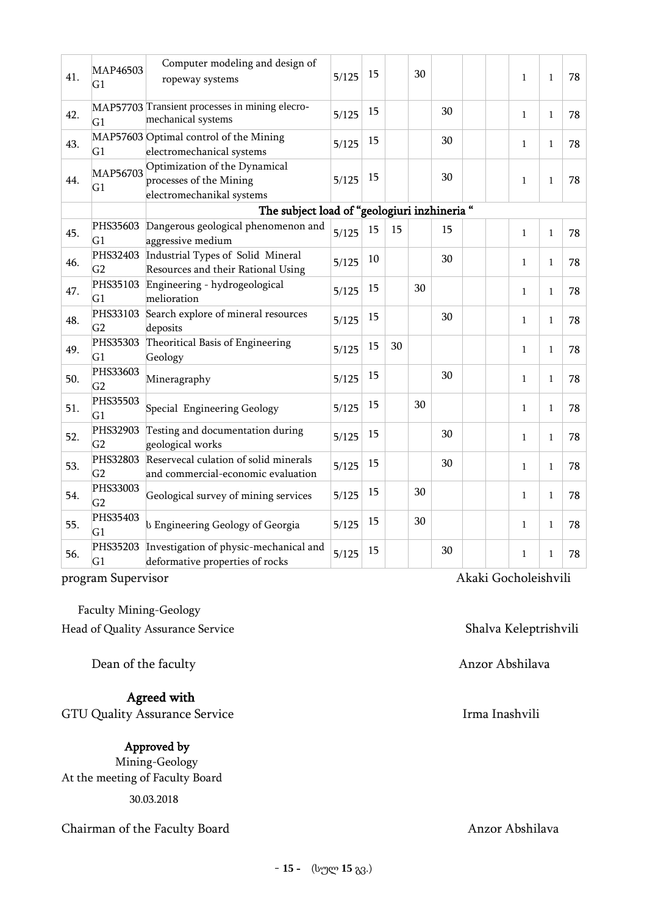| | | | | | | | | | | | | |
|---|---|---|---|---|---|---|---|---|---|---|---|---|
| 41. | MAP46503 G1 | Computer modeling and design of ropeway systems | 5/125 | 15 | | 30 | | | | 1 | 1 | 78 |
| 42. | MAP57703 G1 | Transient processes in mining elecro-mechanical systems | 5/125 | 15 | | | 30 | | | 1 | 1 | 78 |
| 43. | MAP57603 G1 | Optimal control of the Mining electromechanical systems | 5/125 | 15 | | | 30 | | | 1 | 1 | 78 |
| 44. | MAP56703 G1 | Optimization of the Dynamical processes of the Mining electromechanikal systems | 5/125 | 15 | | | 30 | | | 1 | 1 | 78 |
| | | The subject load of "geologiuri inzhineria " | | | | | | | | | | |
| 45. | PHS35603 G1 | Dangerous geological phenomenon and aggressive medium | 5/125 | 15 | 15 | | 15 | | | 1 | 1 | 78 |
| 46. | PHS32403 G2 | Industrial Types of Solid Mineral Resources and their Rational Using | 5/125 | 10 | | | 30 | | | 1 | 1 | 78 |
| 47. | PHS35103 G1 | Engineering - hydrogeological melioration | 5/125 | 15 | | 30 | | | | 1 | 1 | 78 |
| 48. | PHS33103 G2 | Search explore of mineral resources deposits | 5/125 | 15 | | | 30 | | | 1 | 1 | 78 |
| 49. | PHS35303 G1 | Theoritical Basis of Engineering Geology | 5/125 | 15 | 30 | | | | | 1 | 1 | 78 |
| 50. | PHS33603 G2 | Mineragraphy | 5/125 | 15 | | | 30 | | | 1 | 1 | 78 |
| 51. | PHS35503 G1 | Special Engineering Geology | 5/125 | 15 | | 30 | | | | 1 | 1 | 78 |
| 52. | PHS32903 G2 | Testing and documentation during geological works | 5/125 | 15 | | | 30 | | | 1 | 1 | 78 |
| 53. | PHS32803 G2 | Reservecal culation of solid minerals and commercial-economic evaluation | 5/125 | 15 | | | 30 | | | 1 | 1 | 78 |
| 54. | PHS33003 G2 | Geological survey of mining services | 5/125 | 15 | | 30 | | | | 1 | 1 | 78 |
| 55. | PHS35403 G1 | ს Engineering Geology of Georgia | 5/125 | 15 | | 30 | | | | 1 | 1 | 78 |
| 56. | PHS35203 G1 | Investigation of physic-mechanical and deformative properties of rocks | 5/125 | 15 | | | 30 | | | 1 | 1 | 78 |

program Supervisor — Akaki Gocholeishvili

Faculty Mining-Geology
Head of Quality Assurance Service — Shalva Keleptrishvili

Dean of the faculty — Anzor Abshilava

**Agreed with**
GTU Quality Assurance Service — Irma Inashvili

**Approved by**
Mining-Geology
At the meeting of Faculty Board
30.03.2018

Chairman of the Faculty Board — Anzor Abshilava